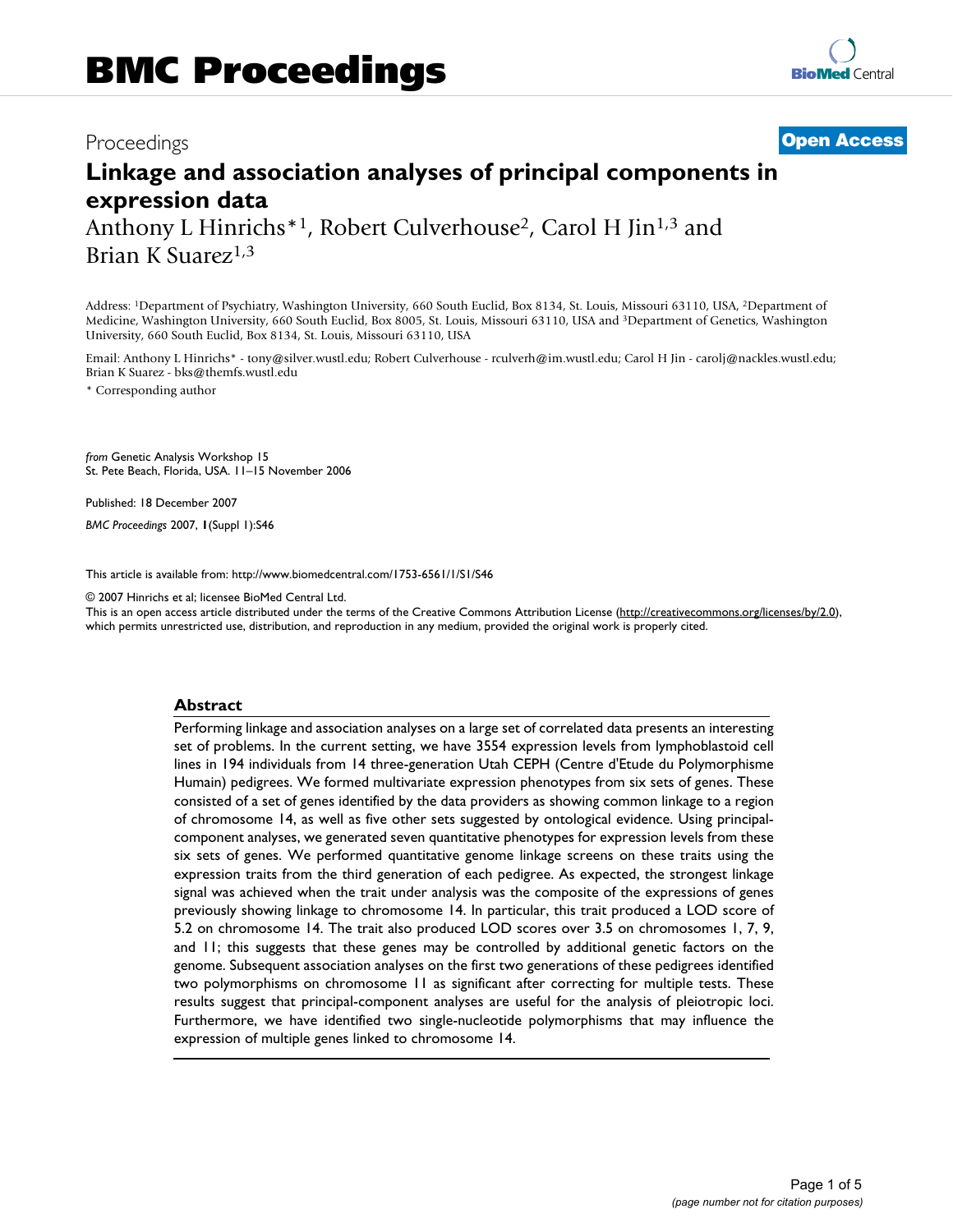# BMC Proceedings

Proceedings

**Open Access**

# Linkage and association analyses of principal components in expression data

Anthony L Hinrichs*[1], Robert Culverhouse[2], Carol H Jin[1,3] and Brian K Suarez[1,3]

Address: [1]Department of Psychiatry, Washington University, 660 South Euclid, Box 8134, St. Louis, Missouri 63110, USA, [2]Department of Medicine, Washington University, 660 South Euclid, Box 8005, St. Louis, Missouri 63110, USA and [3]Department of Genetics, Washington University, 660 South Euclid, Box 8134, St. Louis, Missouri 63110, USA

Email: Anthony L Hinrichs* - tony@silver.wustl.edu; Robert Culverhouse - rculverh@im.wustl.edu; Carol H Jin - carolj@nackles.wustl.edu; Brian K Suarez - bks@themfs.wustl.edu

\* Corresponding author

*from* Genetic Analysis Workshop 15
St. Pete Beach, Florida, USA. 11–15 November 2006

Published: 18 December 2007

*BMC Proceedings* 2007, **1**(Suppl 1):S46

This article is available from: http://www.biomedcentral.com/1753-6561/1/S1/S46

© 2007 Hinrichs et al; licensee BioMed Central Ltd.
This is an open access article distributed under the terms of the Creative Commons Attribution License (http://creativecommons.org/licenses/by/2.0), which permits unrestricted use, distribution, and reproduction in any medium, provided the original work is properly cited.

## Abstract

Performing linkage and association analyses on a large set of correlated data presents an interesting set of problems. In the current setting, we have 3554 expression levels from lymphoblastoid cell lines in 194 individuals from 14 three-generation Utah CEPH (Centre d'Etude du Polymorphisme Humain) pedigrees. We formed multivariate expression phenotypes from six sets of genes. These consisted of a set of genes identified by the data providers as showing common linkage to a region of chromosome 14, as well as five other sets suggested by ontological evidence. Using principal-component analyses, we generated seven quantitative phenotypes for expression levels from these six sets of genes. We performed quantitative genome linkage screens on these traits using the expression traits from the third generation of each pedigree. As expected, the strongest linkage signal was achieved when the trait under analysis was the composite of the expressions of genes previously showing linkage to chromosome 14. In particular, this trait produced a LOD score of 5.2 on chromosome 14. The trait also produced LOD scores over 3.5 on chromosomes 1, 7, 9, and 11; this suggests that these genes may be controlled by additional genetic factors on the genome. Subsequent association analyses on the first two generations of these pedigrees identified two polymorphisms on chromosome 11 as significant after correcting for multiple tests. These results suggest that principal-component analyses are useful for the analysis of pleiotropic loci. Furthermore, we have identified two single-nucleotide polymorphisms that may influence the expression of multiple genes linked to chromosome 14.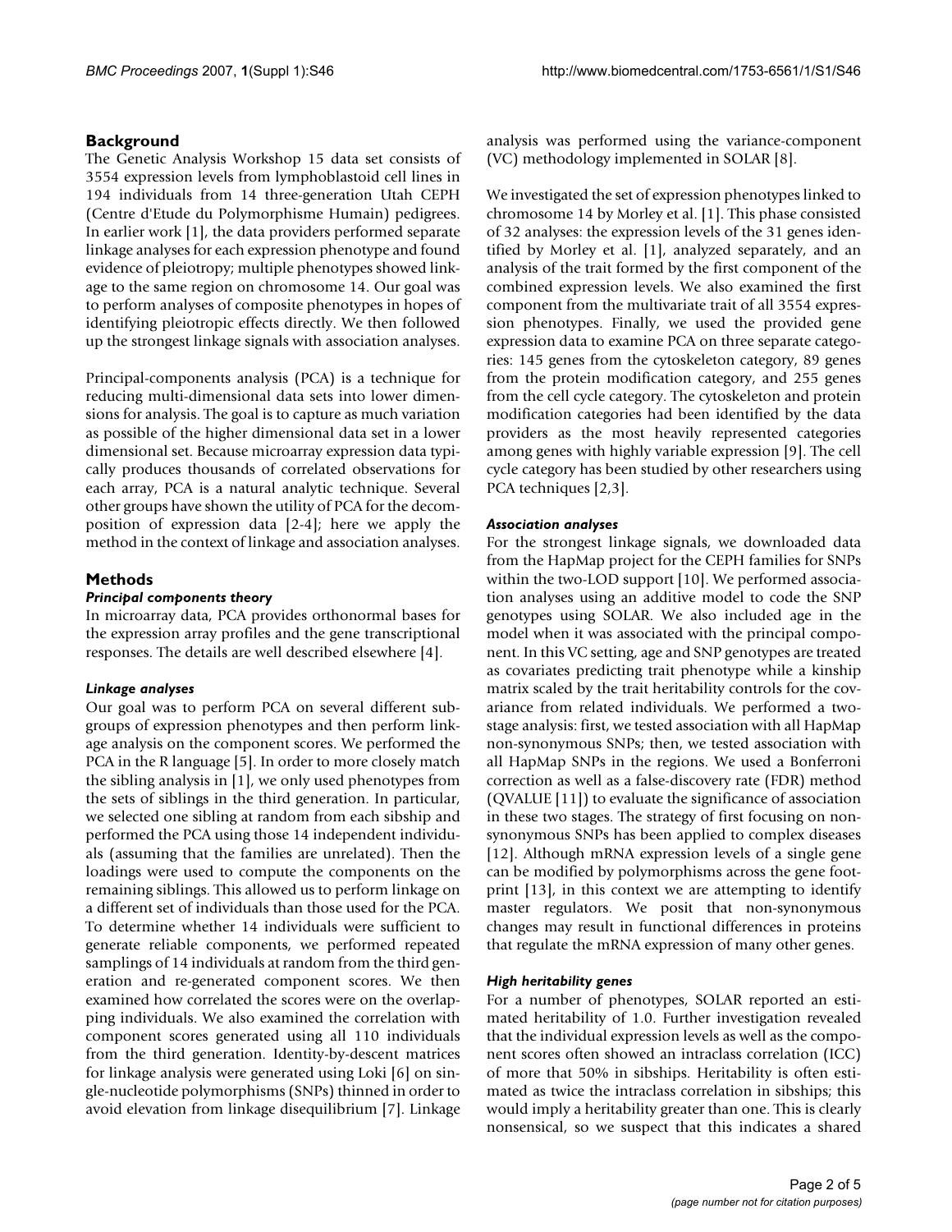## Background

The Genetic Analysis Workshop 15 data set consists of 3554 expression levels from lymphoblastoid cell lines in 194 individuals from 14 three-generation Utah CEPH (Centre d'Etude du Polymorphisme Humain) pedigrees. In earlier work [1], the data providers performed separate linkage analyses for each expression phenotype and found evidence of pleiotropy; multiple phenotypes showed linkage to the same region on chromosome 14. Our goal was to perform analyses of composite phenotypes in hopes of identifying pleiotropic effects directly. We then followed up the strongest linkage signals with association analyses.

Principal-components analysis (PCA) is a technique for reducing multi-dimensional data sets into lower dimensions for analysis. The goal is to capture as much variation as possible of the higher dimensional data set in a lower dimensional set. Because microarray expression data typically produces thousands of correlated observations for each array, PCA is a natural analytic technique. Several other groups have shown the utility of PCA for the decomposition of expression data [2-4]; here we apply the method in the context of linkage and association analyses.

## Methods

### *Principal components theory*

In microarray data, PCA provides orthonormal bases for the expression array profiles and the gene transcriptional responses. The details are well described elsewhere [4].

### *Linkage analyses*

Our goal was to perform PCA on several different subgroups of expression phenotypes and then perform linkage analysis on the component scores. We performed the PCA in the R language [5]. In order to more closely match the sibling analysis in [1], we only used phenotypes from the sets of siblings in the third generation. In particular, we selected one sibling at random from each sibship and performed the PCA using those 14 independent individuals (assuming that the families are unrelated). Then the loadings were used to compute the components on the remaining siblings. This allowed us to perform linkage on a different set of individuals than those used for the PCA. To determine whether 14 individuals were sufficient to generate reliable components, we performed repeated samplings of 14 individuals at random from the third generation and re-generated component scores. We then examined how correlated the scores were on the overlapping individuals. We also examined the correlation with component scores generated using all 110 individuals from the third generation. Identity-by-descent matrices for linkage analysis were generated using Loki [6] on single-nucleotide polymorphisms (SNPs) thinned in order to avoid elevation from linkage disequilibrium [7]. Linkage analysis was performed using the variance-component (VC) methodology implemented in SOLAR [8].

We investigated the set of expression phenotypes linked to chromosome 14 by Morley et al. [1]. This phase consisted of 32 analyses: the expression levels of the 31 genes identified by Morley et al. [1], analyzed separately, and an analysis of the trait formed by the first component of the combined expression levels. We also examined the first component from the multivariate trait of all 3554 expression phenotypes. Finally, we used the provided gene expression data to examine PCA on three separate categories: 145 genes from the cytoskeleton category, 89 genes from the protein modification category, and 255 genes from the cell cycle category. The cytoskeleton and protein modification categories had been identified by the data providers as the most heavily represented categories among genes with highly variable expression [9]. The cell cycle category has been studied by other researchers using PCA techniques [2,3].

### *Association analyses*

For the strongest linkage signals, we downloaded data from the HapMap project for the CEPH families for SNPs within the two-LOD support [10]. We performed association analyses using an additive model to code the SNP genotypes using SOLAR. We also included age in the model when it was associated with the principal component. In this VC setting, age and SNP genotypes are treated as covariates predicting trait phenotype while a kinship matrix scaled by the trait heritability controls for the covariance from related individuals. We performed a two-stage analysis: first, we tested association with all HapMap non-synonymous SNPs; then, we tested association with all HapMap SNPs in the regions. We used a Bonferroni correction as well as a false-discovery rate (FDR) method (QVALUE [11]) to evaluate the significance of association in these two stages. The strategy of first focusing on non-synonymous SNPs has been applied to complex diseases [12]. Although mRNA expression levels of a single gene can be modified by polymorphisms across the gene footprint [13], in this context we are attempting to identify master regulators. We posit that non-synonymous changes may result in functional differences in proteins that regulate the mRNA expression of many other genes.

### *High heritability genes*

For a number of phenotypes, SOLAR reported an estimated heritability of 1.0. Further investigation revealed that the individual expression levels as well as the component scores often showed an intraclass correlation (ICC) of more that 50% in sibships. Heritability is often estimated as twice the intraclass correlation in sibships; this would imply a heritability greater than one. This is clearly nonsensical, so we suspect that this indicates a shared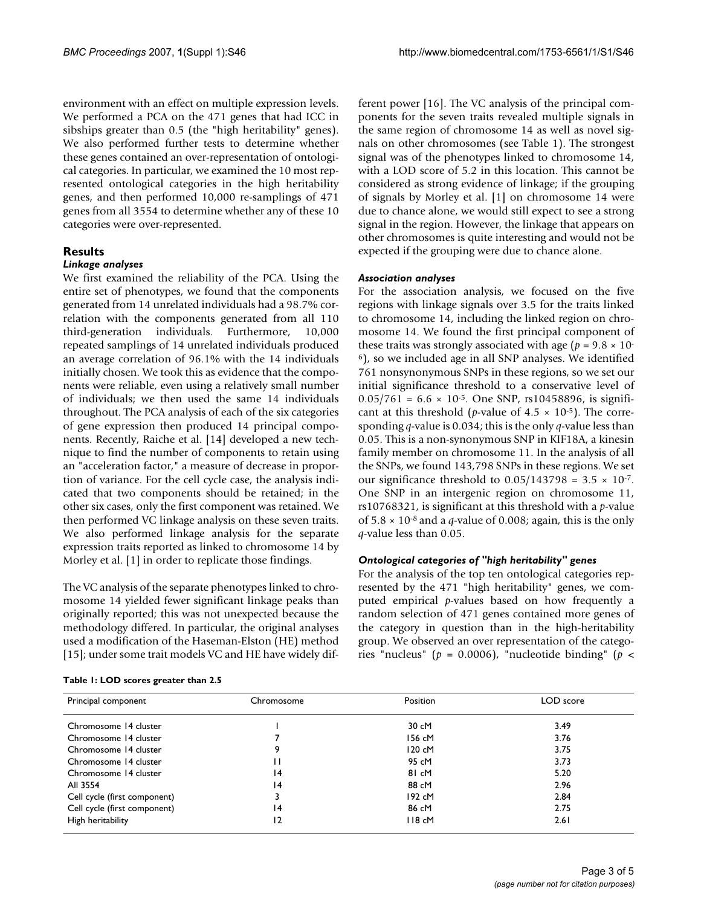environment with an effect on multiple expression levels. We performed a PCA on the 471 genes that had ICC in sibships greater than 0.5 (the "high heritability" genes). We also performed further tests to determine whether these genes contained an over-representation of ontological categories. In particular, we examined the 10 most represented ontological categories in the high heritability genes, and then performed 10,000 re-samplings of 471 genes from all 3554 to determine whether any of these 10 categories were over-represented.

## Results

### *Linkage analyses*

We first examined the reliability of the PCA. Using the entire set of phenotypes, we found that the components generated from 14 unrelated individuals had a 98.7% correlation with the components generated from all 110 third-generation individuals. Furthermore, 10,000 repeated samplings of 14 unrelated individuals produced an average correlation of 96.1% with the 14 individuals initially chosen. We took this as evidence that the components were reliable, even using a relatively small number of individuals; we then used the same 14 individuals throughout. The PCA analysis of each of the six categories of gene expression then produced 14 principal components. Recently, Raiche et al. [14] developed a new technique to find the number of components to retain using an "acceleration factor," a measure of decrease in proportion of variance. For the cell cycle case, the analysis indicated that two components should be retained; in the other six cases, only the first component was retained. We then performed VC linkage analysis on these seven traits. We also performed linkage analysis for the separate expression traits reported as linked to chromosome 14 by Morley et al. [1] in order to replicate those findings.

The VC analysis of the separate phenotypes linked to chromosome 14 yielded fewer significant linkage peaks than originally reported; this was not unexpected because the methodology differed. In particular, the original analyses used a modification of the Haseman-Elston (HE) method [15]; under some trait models VC and HE have widely different power [16]. The VC analysis of the principal components for the seven traits revealed multiple signals in the same region of chromosome 14 as well as novel signals on other chromosomes (see Table 1). The strongest signal was of the phenotypes linked to chromosome 14, with a LOD score of 5.2 in this location. This cannot be considered as strong evidence of linkage; if the grouping of signals by Morley et al. [1] on chromosome 14 were due to chance alone, we would still expect to see a strong signal in the region. However, the linkage that appears on other chromosomes is quite interesting and would not be expected if the grouping were due to chance alone.

### *Association analyses*

For the association analysis, we focused on the five regions with linkage signals over 3.5 for the traits linked to chromosome 14, including the linked region on chromosome 14. We found the first principal component of these traits was strongly associated with age ($p = 9.8 \times 10^{-6}$), so we included age in all SNP analyses. We identified 761 nonsynonymous SNPs in these regions, so we set our initial significance threshold to a conservative level of $0.05/761 = 6.6 \times 10^{-5}$. One SNP, rs10458896, is significant at this threshold ($p$-value of $4.5 \times 10^{-5}$). The corresponding $q$-value is 0.034; this is the only $q$-value less than 0.05. This is a non-synonymous SNP in KIF18A, a kinesin family member on chromosome 11. In the analysis of all the SNPs, we found 143,798 SNPs in these regions. We set our significance threshold to $0.05/143798 = 3.5 \times 10^{-7}$. One SNP in an intergenic region on chromosome 11, rs10768321, is significant at this threshold with a $p$-value of $5.8 \times 10^{-8}$ and a $q$-value of 0.008; again, this is the only $q$-value less than 0.05.

### *Ontological categories of "high heritability" genes*

For the analysis of the top ten ontological categories represented by the 471 "high heritability" genes, we computed empirical $p$-values based on how frequently a random selection of 471 genes contained more genes of the category in question than in the high-heritability group. We observed an over representation of the categories "nucleus" ($p = 0.0006$), "nucleotide binding" ($p <$

**Table 1: LOD scores greater than 2.5**

| Principal component | Chromosome | Position | LOD score |
|---|---|---|---|
| Chromosome 14 cluster | 1 | 30 cM | 3.49 |
| Chromosome 14 cluster | 7 | 156 cM | 3.76 |
| Chromosome 14 cluster | 9 | 120 cM | 3.75 |
| Chromosome 14 cluster | 11 | 95 cM | 3.73 |
| Chromosome 14 cluster | 14 | 81 cM | 5.20 |
| All 3554 | 14 | 88 cM | 2.96 |
| Cell cycle (first component) | 3 | 192 cM | 2.84 |
| Cell cycle (first component) | 14 | 86 cM | 2.75 |
| High heritability | 12 | 118 cM | 2.61 |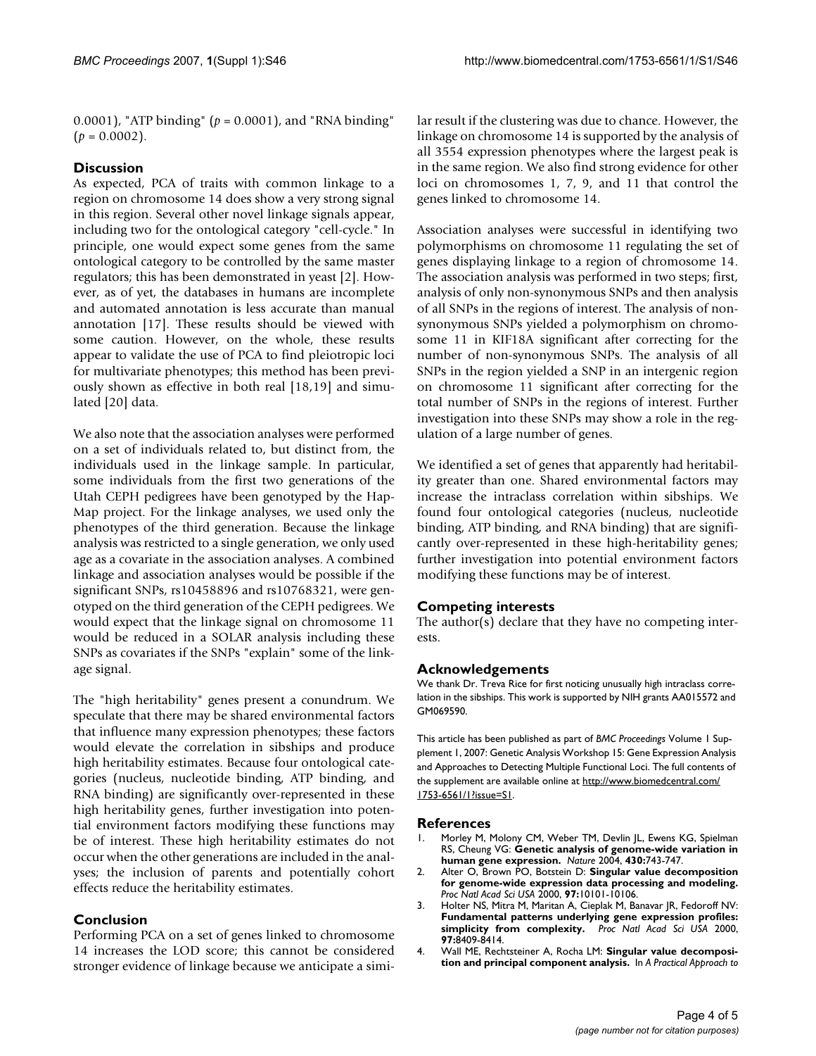0.0001), "ATP binding" ($p = 0.0001$), and "RNA binding" ($p = 0.0002$).

## Discussion

As expected, PCA of traits with common linkage to a region on chromosome 14 does show a very strong signal in this region. Several other novel linkage signals appear, including two for the ontological category "cell-cycle." In principle, one would expect some genes from the same ontological category to be controlled by the same master regulators; this has been demonstrated in yeast [2]. However, as of yet, the databases in humans are incomplete and automated annotation is less accurate than manual annotation [17]. These results should be viewed with some caution. However, on the whole, these results appear to validate the use of PCA to find pleiotropic loci for multivariate phenotypes; this method has been previously shown as effective in both real [18,19] and simulated [20] data.

We also note that the association analyses were performed on a set of individuals related to, but distinct from, the individuals used in the linkage sample. In particular, some individuals from the first two generations of the Utah CEPH pedigrees have been genotyped by the HapMap project. For the linkage analyses, we used only the phenotypes of the third generation. Because the linkage analysis was restricted to a single generation, we only used age as a covariate in the association analyses. A combined linkage and association analyses would be possible if the significant SNPs, rs10458896 and rs10768321, were genotyped on the third generation of the CEPH pedigrees. We would expect that the linkage signal on chromosome 11 would be reduced in a SOLAR analysis including these SNPs as covariates if the SNPs "explain" some of the linkage signal.

The "high heritability" genes present a conundrum. We speculate that there may be shared environmental factors that influence many expression phenotypes; these factors would elevate the correlation in sibships and produce high heritability estimates. Because four ontological categories (nucleus, nucleotide binding, ATP binding, and RNA binding) are significantly over-represented in these high heritability genes, further investigation into potential environment factors modifying these functions may be of interest. These high heritability estimates do not occur when the other generations are included in the analyses; the inclusion of parents and potentially cohort effects reduce the heritability estimates.

## Conclusion

Performing PCA on a set of genes linked to chromosome 14 increases the LOD score; this cannot be considered stronger evidence of linkage because we anticipate a similar result if the clustering was due to chance. However, the linkage on chromosome 14 is supported by the analysis of all 3554 expression phenotypes where the largest peak is in the same region. We also find strong evidence for other loci on chromosomes 1, 7, 9, and 11 that control the genes linked to chromosome 14.

Association analyses were successful in identifying two polymorphisms on chromosome 11 regulating the set of genes displaying linkage to a region of chromosome 14. The association analysis was performed in two steps; first, analysis of only non-synonymous SNPs and then analysis of all SNPs in the regions of interest. The analysis of non-synonymous SNPs yielded a polymorphism on chromosome 11 in KIF18A significant after correcting for the number of non-synonymous SNPs. The analysis of all SNPs in the region yielded a SNP in an intergenic region on chromosome 11 significant after correcting for the total number of SNPs in the regions of interest. Further investigation into these SNPs may show a role in the regulation of a large number of genes.

We identified a set of genes that apparently had heritability greater than one. Shared environmental factors may increase the intraclass correlation within sibships. We found four ontological categories (nucleus, nucleotide binding, ATP binding, and RNA binding) that are significantly over-represented in these high-heritability genes; further investigation into potential environment factors modifying these functions may be of interest.

## Competing interests

The author(s) declare that they have no competing interests.

## Acknowledgements

We thank Dr. Treva Rice for first noticing unusually high intraclass correlation in the sibships. This work is supported by NIH grants AA015572 and GM069590.

This article has been published as part of *BMC Proceedings* Volume 1 Supplement 1, 2007: Genetic Analysis Workshop 15: Gene Expression Analysis and Approaches to Detecting Multiple Functional Loci. The full contents of the supplement are available online at http://www.biomedcentral.com/1753-6561/1?issue=S1.

## References

1. Morley M, Molony CM, Weber TM, Devlin JL, Ewens KG, Spielman RS, Cheung VG: **Genetic analysis of genome-wide variation in human gene expression.** *Nature* 2004, **430:**743-747.
2. Alter O, Brown PO, Botstein D: **Singular value decomposition for genome-wide expression data processing and modeling.** *Proc Natl Acad Sci USA* 2000, **97:**10101-10106.
3. Holter NS, Mitra M, Maritan A, Cieplak M, Banavar JR, Fedoroff NV: **Fundamental patterns underlying gene expression profiles: simplicity from complexity.** *Proc Natl Acad Sci USA* 2000, **97:**8409-8414.
4. Wall ME, Rechtsteiner A, Rocha LM: **Singular value decomposition and principal component analysis.** In *A Practical Approach to*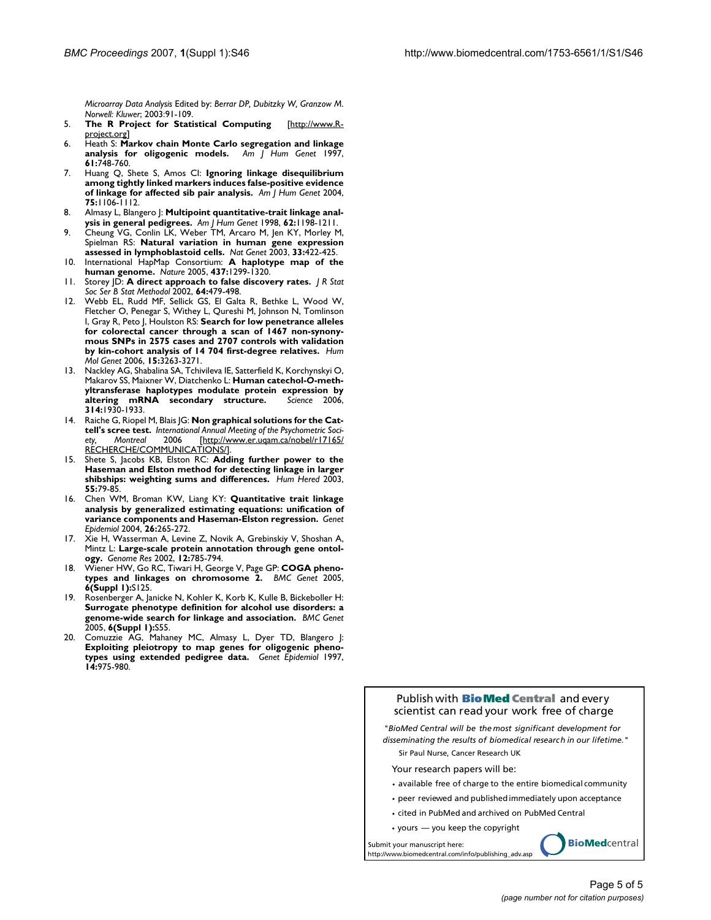*Microarray Data Analysis* Edited by: *Berrar DP, Dubitzky W, Granzow M. Norwell: Kluwer*; 2003:91-109.

5. **The R Project for Statistical Computing** [http://www.R-project.org]
6. Heath S: **Markov chain Monte Carlo segregation and linkage analysis for oligogenic models.** *Am J Hum Genet* 1997, **61:**748-760.
7. Huang Q, Shete S, Amos CI: **Ignoring linkage disequilibrium among tightly linked markers induces false-positive evidence of linkage for affected sib pair analysis.** *Am J Hum Genet* 2004, **75:**1106-1112.
8. Almasy L, Blangero J: **Multipoint quantitative-trait linkage analysis in general pedigrees.** *Am J Hum Genet* 1998, **62:**1198-1211.
9. Cheung VG, Conlin LK, Weber TM, Arcaro M, Jen KY, Morley M, Spielman RS: **Natural variation in human gene expression assessed in lymphoblastoid cells.** *Nat Genet* 2003, **33:**422-425.
10. International HapMap Consortium: **A haplotype map of the human genome.** *Nature* 2005, **437:**1299-1320.
11. Storey JD: **A direct approach to false discovery rates.** *J R Stat Soc Ser B Stat Methodol* 2002, **64:**479-498.
12. Webb EL, Rudd MF, Sellick GS, El Galta R, Bethke L, Wood W, Fletcher O, Penegar S, Withey L, Qureshi M, Johnson N, Tomlinson I, Gray R, Peto J, Houlston RS: **Search for low penetrance alleles for colorectal cancer through a scan of 1467 non-synonymous SNPs in 2575 cases and 2707 controls with validation by kin-cohort analysis of 14 704 first-degree relatives.** *Hum Mol Genet* 2006, **15:**3263-3271.
13. Nackley AG, Shabalina SA, Tchivileva IE, Satterfield K, Korchynskyi O, Makarov SS, Maixner W, Diatchenko L: **Human catechol-O-methyltransferase haplotypes modulate protein expression by altering mRNA secondary structure.** *Science* 2006, **314:**1930-1933.
14. Raiche G, Riopel M, Blais JG: **Non graphical solutions for the Cattell's scree test.** *International Annual Meeting of the Psychometric Society, Montreal* 2006 [http://www.er.uqam.ca/nobel/r17165/RECHERCHE/COMMUNICATIONS/].
15. Shete S, Jacobs KB, Elston RC: **Adding further power to the Haseman and Elston method for detecting linkage in larger shibships: weighting sums and differences.** *Hum Hered* 2003, **55:**79-85.
16. Chen WM, Broman KW, Liang KY: **Quantitative trait linkage analysis by generalized estimating equations: unification of variance components and Haseman-Elston regression.** *Genet Epidemiol* 2004, **26:**265-272.
17. Xie H, Wasserman A, Levine Z, Novik A, Grebinskiy V, Shoshan A, Mintz L: **Large-scale protein annotation through gene ontology.** *Genome Res* 2002, **12:**785-794.
18. Wiener HW, Go RC, Tiwari H, George V, Page GP: **COGA phenotypes and linkages on chromosome 2.** *BMC Genet* 2005, **6(Suppl 1):**S125.
19. Rosenberger A, Janicke N, Kohler K, Korb K, Kulle B, Bickeboller H: **Surrogate phenotype definition for alcohol use disorders: a genome-wide search for linkage and association.** *BMC Genet* 2005, **6(Suppl 1):**S55.
20. Comuzzie AG, Mahaney MC, Almasy L, Dyer TD, Blangero J: **Exploiting pleiotropy to map genes for oligogenic phenotypes using extended pedigree data.** *Genet Epidemiol* 1997, **14:**975-980.

Publish with **BioMed Central** and every scientist can read your work free of charge

*"BioMed Central will be the most significant development for disseminating the results of biomedical research in our lifetime."*
Sir Paul Nurse, Cancer Research UK

Your research papers will be:

- available free of charge to the entire biomedical community
- peer reviewed and published immediately upon acceptance
- cited in PubMed and archived on PubMed Central
- yours — you keep the copyright

Submit your manuscript here:
http://www.biomedcentral.com/info/publishing_adv.asp

**BioMed**central